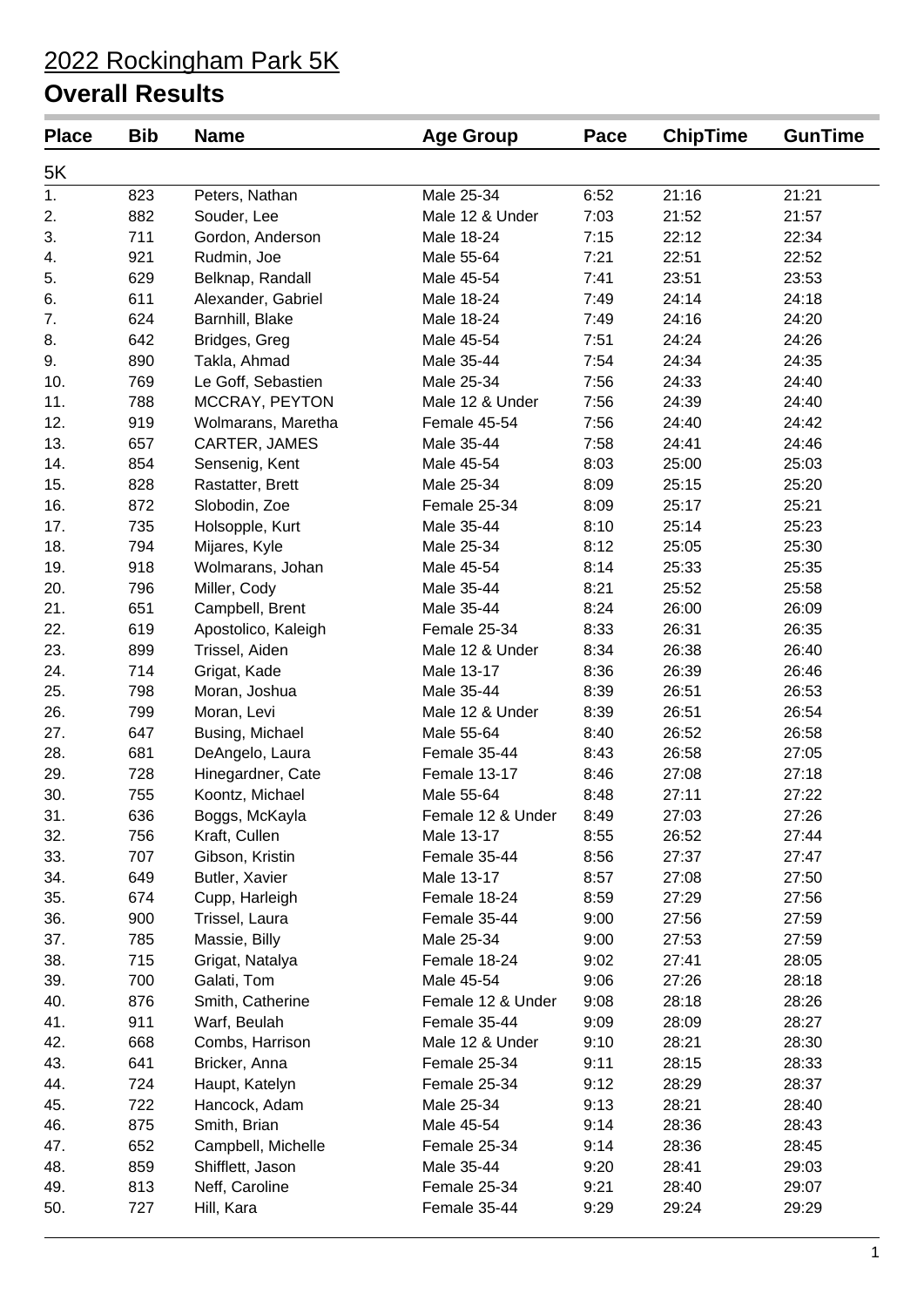# 2022 Rockingham Park 5K

## Overall Results

| Place | Bib | Name | Age Group | Pace | ChipTime | GunTime |
|---|---|---|---|---|---|---|
| 5K | | | | | | |
| 1. | 823 | Peters, Nathan | Male 25-34 | 6:52 | 21:16 | 21:21 |
| 2. | 882 | Souder, Lee | Male 12 & Under | 7:03 | 21:52 | 21:57 |
| 3. | 711 | Gordon, Anderson | Male 18-24 | 7:15 | 22:12 | 22:34 |
| 4. | 921 | Rudmin, Joe | Male 55-64 | 7:21 | 22:51 | 22:52 |
| 5. | 629 | Belknap, Randall | Male 45-54 | 7:41 | 23:51 | 23:53 |
| 6. | 611 | Alexander, Gabriel | Male 18-24 | 7:49 | 24:14 | 24:18 |
| 7. | 624 | Barnhill, Blake | Male 18-24 | 7:49 | 24:16 | 24:20 |
| 8. | 642 | Bridges, Greg | Male 45-54 | 7:51 | 24:24 | 24:26 |
| 9. | 890 | Takla, Ahmad | Male 35-44 | 7:54 | 24:34 | 24:35 |
| 10. | 769 | Le Goff, Sebastien | Male 25-34 | 7:56 | 24:33 | 24:40 |
| 11. | 788 | MCCRAY, PEYTON | Male 12 & Under | 7:56 | 24:39 | 24:40 |
| 12. | 919 | Wolmarans, Maretha | Female 45-54 | 7:56 | 24:40 | 24:42 |
| 13. | 657 | CARTER, JAMES | Male 35-44 | 7:58 | 24:41 | 24:46 |
| 14. | 854 | Sensenig, Kent | Male 45-54 | 8:03 | 25:00 | 25:03 |
| 15. | 828 | Rastatter, Brett | Male 25-34 | 8:09 | 25:15 | 25:20 |
| 16. | 872 | Slobodin, Zoe | Female 25-34 | 8:09 | 25:17 | 25:21 |
| 17. | 735 | Holsopple, Kurt | Male 35-44 | 8:10 | 25:14 | 25:23 |
| 18. | 794 | Mijares, Kyle | Male 25-34 | 8:12 | 25:05 | 25:30 |
| 19. | 918 | Wolmarans, Johan | Male 45-54 | 8:14 | 25:33 | 25:35 |
| 20. | 796 | Miller, Cody | Male 35-44 | 8:21 | 25:52 | 25:58 |
| 21. | 651 | Campbell, Brent | Male 35-44 | 8:24 | 26:00 | 26:09 |
| 22. | 619 | Apostolico, Kaleigh | Female 25-34 | 8:33 | 26:31 | 26:35 |
| 23. | 899 | Trissel, Aiden | Male 12 & Under | 8:34 | 26:38 | 26:40 |
| 24. | 714 | Grigat, Kade | Male 13-17 | 8:36 | 26:39 | 26:46 |
| 25. | 798 | Moran, Joshua | Male 35-44 | 8:39 | 26:51 | 26:53 |
| 26. | 799 | Moran, Levi | Male 12 & Under | 8:39 | 26:51 | 26:54 |
| 27. | 647 | Busing, Michael | Male 55-64 | 8:40 | 26:52 | 26:58 |
| 28. | 681 | DeAngelo, Laura | Female 35-44 | 8:43 | 26:58 | 27:05 |
| 29. | 728 | Hinegardner, Cate | Female 13-17 | 8:46 | 27:08 | 27:18 |
| 30. | 755 | Koontz, Michael | Male 55-64 | 8:48 | 27:11 | 27:22 |
| 31. | 636 | Boggs, McKayla | Female 12 & Under | 8:49 | 27:03 | 27:26 |
| 32. | 756 | Kraft, Cullen | Male 13-17 | 8:55 | 26:52 | 27:44 |
| 33. | 707 | Gibson, Kristin | Female 35-44 | 8:56 | 27:37 | 27:47 |
| 34. | 649 | Butler, Xavier | Male 13-17 | 8:57 | 27:08 | 27:50 |
| 35. | 674 | Cupp, Harleigh | Female 18-24 | 8:59 | 27:29 | 27:56 |
| 36. | 900 | Trissel, Laura | Female 35-44 | 9:00 | 27:56 | 27:59 |
| 37. | 785 | Massie, Billy | Male 25-34 | 9:00 | 27:53 | 27:59 |
| 38. | 715 | Grigat, Natalya | Female 18-24 | 9:02 | 27:41 | 28:05 |
| 39. | 700 | Galati, Tom | Male 45-54 | 9:06 | 27:26 | 28:18 |
| 40. | 876 | Smith, Catherine | Female 12 & Under | 9:08 | 28:18 | 28:26 |
| 41. | 911 | Warf, Beulah | Female 35-44 | 9:09 | 28:09 | 28:27 |
| 42. | 668 | Combs, Harrison | Male 12 & Under | 9:10 | 28:21 | 28:30 |
| 43. | 641 | Bricker, Anna | Female 25-34 | 9:11 | 28:15 | 28:33 |
| 44. | 724 | Haupt, Katelyn | Female 25-34 | 9:12 | 28:29 | 28:37 |
| 45. | 722 | Hancock, Adam | Male 25-34 | 9:13 | 28:21 | 28:40 |
| 46. | 875 | Smith, Brian | Male 45-54 | 9:14 | 28:36 | 28:43 |
| 47. | 652 | Campbell, Michelle | Female 25-34 | 9:14 | 28:36 | 28:45 |
| 48. | 859 | Shifflett, Jason | Male 35-44 | 9:20 | 28:41 | 29:03 |
| 49. | 813 | Neff, Caroline | Female 25-34 | 9:21 | 28:40 | 29:07 |
| 50. | 727 | Hill, Kara | Female 35-44 | 9:29 | 29:24 | 29:29 |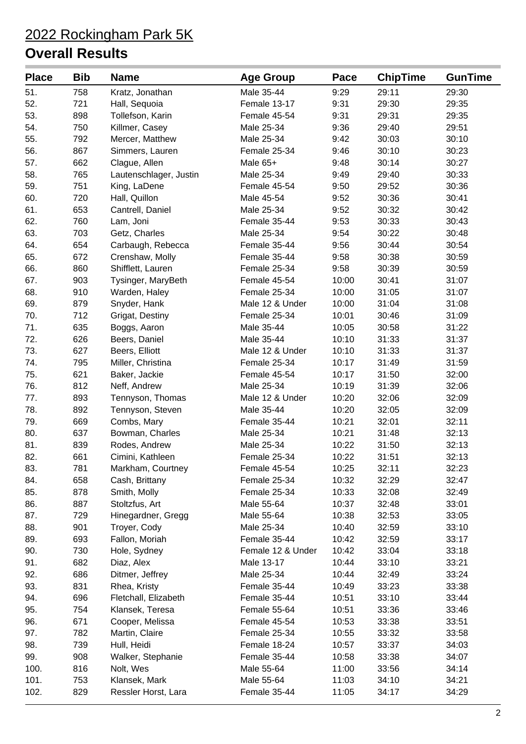# 2022 Rockingham Park 5K

## Overall Results

| Place | Bib | Name | Age Group | Pace | ChipTime | GunTime |
|---|---|---|---|---|---|---|
| 51. | 758 | Kratz, Jonathan | Male 35-44 | 9:29 | 29:11 | 29:30 |
| 52. | 721 | Hall, Sequoia | Female 13-17 | 9:31 | 29:30 | 29:35 |
| 53. | 898 | Tollefson, Karin | Female 45-54 | 9:31 | 29:31 | 29:35 |
| 54. | 750 | Killmer, Casey | Male 25-34 | 9:36 | 29:40 | 29:51 |
| 55. | 792 | Mercer, Matthew | Male 25-34 | 9:42 | 30:03 | 30:10 |
| 56. | 867 | Simmers, Lauren | Female 25-34 | 9:46 | 30:10 | 30:23 |
| 57. | 662 | Clague, Allen | Male 65+ | 9:48 | 30:14 | 30:27 |
| 58. | 765 | Lautenschlager, Justin | Male 25-34 | 9:49 | 29:40 | 30:33 |
| 59. | 751 | King, LaDene | Female 45-54 | 9:50 | 29:52 | 30:36 |
| 60. | 720 | Hall, Quillon | Male 45-54 | 9:52 | 30:36 | 30:41 |
| 61. | 653 | Cantrell, Daniel | Male 25-34 | 9:52 | 30:32 | 30:42 |
| 62. | 760 | Lam, Joni | Female 35-44 | 9:53 | 30:33 | 30:43 |
| 63. | 703 | Getz, Charles | Male 25-34 | 9:54 | 30:22 | 30:48 |
| 64. | 654 | Carbaugh, Rebecca | Female 35-44 | 9:56 | 30:44 | 30:54 |
| 65. | 672 | Crenshaw, Molly | Female 35-44 | 9:58 | 30:38 | 30:59 |
| 66. | 860 | Shifflett, Lauren | Female 25-34 | 9:58 | 30:39 | 30:59 |
| 67. | 903 | Tysinger, MaryBeth | Female 45-54 | 10:00 | 30:41 | 31:07 |
| 68. | 910 | Warden, Haley | Female 25-34 | 10:00 | 31:05 | 31:07 |
| 69. | 879 | Snyder, Hank | Male 12 & Under | 10:00 | 31:04 | 31:08 |
| 70. | 712 | Grigat, Destiny | Female 25-34 | 10:01 | 30:46 | 31:09 |
| 71. | 635 | Boggs, Aaron | Male 35-44 | 10:05 | 30:58 | 31:22 |
| 72. | 626 | Beers, Daniel | Male 35-44 | 10:10 | 31:33 | 31:37 |
| 73. | 627 | Beers, Elliott | Male 12 & Under | 10:10 | 31:33 | 31:37 |
| 74. | 795 | Miller, Christina | Female 25-34 | 10:17 | 31:49 | 31:59 |
| 75. | 621 | Baker, Jackie | Female 45-54 | 10:17 | 31:50 | 32:00 |
| 76. | 812 | Neff, Andrew | Male 25-34 | 10:19 | 31:39 | 32:06 |
| 77. | 893 | Tennyson, Thomas | Male 12 & Under | 10:20 | 32:06 | 32:09 |
| 78. | 892 | Tennyson, Steven | Male 35-44 | 10:20 | 32:05 | 32:09 |
| 79. | 669 | Combs, Mary | Female 35-44 | 10:21 | 32:01 | 32:11 |
| 80. | 637 | Bowman, Charles | Male 25-34 | 10:21 | 31:48 | 32:13 |
| 81. | 839 | Rodes, Andrew | Male 25-34 | 10:22 | 31:50 | 32:13 |
| 82. | 661 | Cimini, Kathleen | Female 25-34 | 10:22 | 31:51 | 32:13 |
| 83. | 781 | Markham, Courtney | Female 45-54 | 10:25 | 32:11 | 32:23 |
| 84. | 658 | Cash, Brittany | Female 25-34 | 10:32 | 32:29 | 32:47 |
| 85. | 878 | Smith, Molly | Female 25-34 | 10:33 | 32:08 | 32:49 |
| 86. | 887 | Stoltzfus, Art | Male 55-64 | 10:37 | 32:48 | 33:01 |
| 87. | 729 | Hinegardner, Gregg | Male 55-64 | 10:38 | 32:53 | 33:05 |
| 88. | 901 | Troyer, Cody | Male 25-34 | 10:40 | 32:59 | 33:10 |
| 89. | 693 | Fallon, Moriah | Female 35-44 | 10:42 | 32:59 | 33:17 |
| 90. | 730 | Hole, Sydney | Female 12 & Under | 10:42 | 33:04 | 33:18 |
| 91. | 682 | Diaz, Alex | Male 13-17 | 10:44 | 33:10 | 33:21 |
| 92. | 686 | Ditmer, Jeffrey | Male 25-34 | 10:44 | 32:49 | 33:24 |
| 93. | 831 | Rhea, Kristy | Female 35-44 | 10:49 | 33:23 | 33:38 |
| 94. | 696 | Fletchall, Elizabeth | Female 35-44 | 10:51 | 33:10 | 33:44 |
| 95. | 754 | Klansek, Teresa | Female 55-64 | 10:51 | 33:36 | 33:46 |
| 96. | 671 | Cooper, Melissa | Female 45-54 | 10:53 | 33:38 | 33:51 |
| 97. | 782 | Martin, Claire | Female 25-34 | 10:55 | 33:32 | 33:58 |
| 98. | 739 | Hull, Heidi | Female 18-24 | 10:57 | 33:37 | 34:03 |
| 99. | 908 | Walker, Stephanie | Female 35-44 | 10:58 | 33:38 | 34:07 |
| 100. | 816 | Nolt, Wes | Male 55-64 | 11:00 | 33:56 | 34:14 |
| 101. | 753 | Klansek, Mark | Male 55-64 | 11:03 | 34:10 | 34:21 |
| 102. | 829 | Ressler Horst, Lara | Female 35-44 | 11:05 | 34:17 | 34:29 |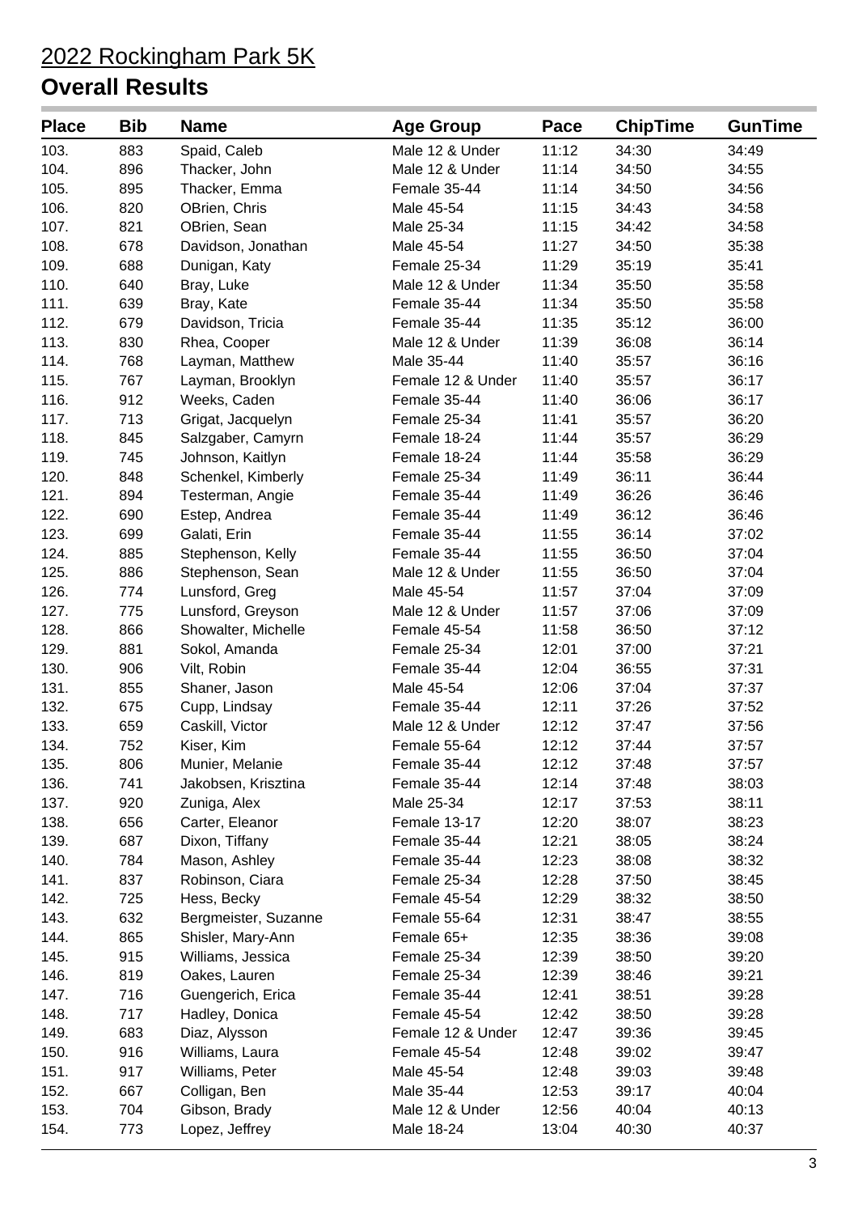# 2022 Rockingham Park 5K

## Overall Results

| Place | Bib | Name | Age Group | Pace | ChipTime | GunTime |
|---|---|---|---|---|---|---|
| 103. | 883 | Spaid, Caleb | Male 12 & Under | 11:12 | 34:30 | 34:49 |
| 104. | 896 | Thacker, John | Male 12 & Under | 11:14 | 34:50 | 34:55 |
| 105. | 895 | Thacker, Emma | Female 35-44 | 11:14 | 34:50 | 34:56 |
| 106. | 820 | OBrien, Chris | Male 45-54 | 11:15 | 34:43 | 34:58 |
| 107. | 821 | OBrien, Sean | Male 25-34 | 11:15 | 34:42 | 34:58 |
| 108. | 678 | Davidson, Jonathan | Male 45-54 | 11:27 | 34:50 | 35:38 |
| 109. | 688 | Dunigan, Katy | Female 25-34 | 11:29 | 35:19 | 35:41 |
| 110. | 640 | Bray, Luke | Male 12 & Under | 11:34 | 35:50 | 35:58 |
| 111. | 639 | Bray, Kate | Female 35-44 | 11:34 | 35:50 | 35:58 |
| 112. | 679 | Davidson, Tricia | Female 35-44 | 11:35 | 35:12 | 36:00 |
| 113. | 830 | Rhea, Cooper | Male 12 & Under | 11:39 | 36:08 | 36:14 |
| 114. | 768 | Layman, Matthew | Male 35-44 | 11:40 | 35:57 | 36:16 |
| 115. | 767 | Layman, Brooklyn | Female 12 & Under | 11:40 | 35:57 | 36:17 |
| 116. | 912 | Weeks, Caden | Female 35-44 | 11:40 | 36:06 | 36:17 |
| 117. | 713 | Grigat, Jacquelyn | Female 25-34 | 11:41 | 35:57 | 36:20 |
| 118. | 845 | Salzgaber, Camyrn | Female 18-24 | 11:44 | 35:57 | 36:29 |
| 119. | 745 | Johnson, Kaitlyn | Female 18-24 | 11:44 | 35:58 | 36:29 |
| 120. | 848 | Schenkel, Kimberly | Female 25-34 | 11:49 | 36:11 | 36:44 |
| 121. | 894 | Testerman, Angie | Female 35-44 | 11:49 | 36:26 | 36:46 |
| 122. | 690 | Estep, Andrea | Female 35-44 | 11:49 | 36:12 | 36:46 |
| 123. | 699 | Galati, Erin | Female 35-44 | 11:55 | 36:14 | 37:02 |
| 124. | 885 | Stephenson, Kelly | Female 35-44 | 11:55 | 36:50 | 37:04 |
| 125. | 886 | Stephenson, Sean | Male 12 & Under | 11:55 | 36:50 | 37:04 |
| 126. | 774 | Lunsford, Greg | Male 45-54 | 11:57 | 37:04 | 37:09 |
| 127. | 775 | Lunsford, Greyson | Male 12 & Under | 11:57 | 37:06 | 37:09 |
| 128. | 866 | Showalter, Michelle | Female 45-54 | 11:58 | 36:50 | 37:12 |
| 129. | 881 | Sokol, Amanda | Female 25-34 | 12:01 | 37:00 | 37:21 |
| 130. | 906 | Vilt, Robin | Female 35-44 | 12:04 | 36:55 | 37:31 |
| 131. | 855 | Shaner, Jason | Male 45-54 | 12:06 | 37:04 | 37:37 |
| 132. | 675 | Cupp, Lindsay | Female 35-44 | 12:11 | 37:26 | 37:52 |
| 133. | 659 | Caskill, Victor | Male 12 & Under | 12:12 | 37:47 | 37:56 |
| 134. | 752 | Kiser, Kim | Female 55-64 | 12:12 | 37:44 | 37:57 |
| 135. | 806 | Munier, Melanie | Female 35-44 | 12:12 | 37:48 | 37:57 |
| 136. | 741 | Jakobsen, Krisztina | Female 35-44 | 12:14 | 37:48 | 38:03 |
| 137. | 920 | Zuniga, Alex | Male 25-34 | 12:17 | 37:53 | 38:11 |
| 138. | 656 | Carter, Eleanor | Female 13-17 | 12:20 | 38:07 | 38:23 |
| 139. | 687 | Dixon, Tiffany | Female 35-44 | 12:21 | 38:05 | 38:24 |
| 140. | 784 | Mason, Ashley | Female 35-44 | 12:23 | 38:08 | 38:32 |
| 141. | 837 | Robinson, Ciara | Female 25-34 | 12:28 | 37:50 | 38:45 |
| 142. | 725 | Hess, Becky | Female 45-54 | 12:29 | 38:32 | 38:50 |
| 143. | 632 | Bergmeister, Suzanne | Female 55-64 | 12:31 | 38:47 | 38:55 |
| 144. | 865 | Shisler, Mary-Ann | Female 65+ | 12:35 | 38:36 | 39:08 |
| 145. | 915 | Williams, Jessica | Female 25-34 | 12:39 | 38:50 | 39:20 |
| 146. | 819 | Oakes, Lauren | Female 25-34 | 12:39 | 38:46 | 39:21 |
| 147. | 716 | Guengerich, Erica | Female 35-44 | 12:41 | 38:51 | 39:28 |
| 148. | 717 | Hadley, Donica | Female 45-54 | 12:42 | 38:50 | 39:28 |
| 149. | 683 | Diaz, Alysson | Female 12 & Under | 12:47 | 39:36 | 39:45 |
| 150. | 916 | Williams, Laura | Female 45-54 | 12:48 | 39:02 | 39:47 |
| 151. | 917 | Williams, Peter | Male 45-54 | 12:48 | 39:03 | 39:48 |
| 152. | 667 | Colligan, Ben | Male 35-44 | 12:53 | 39:17 | 40:04 |
| 153. | 704 | Gibson, Brady | Male 12 & Under | 12:56 | 40:04 | 40:13 |
| 154. | 773 | Lopez, Jeffrey | Male 18-24 | 13:04 | 40:30 | 40:37 |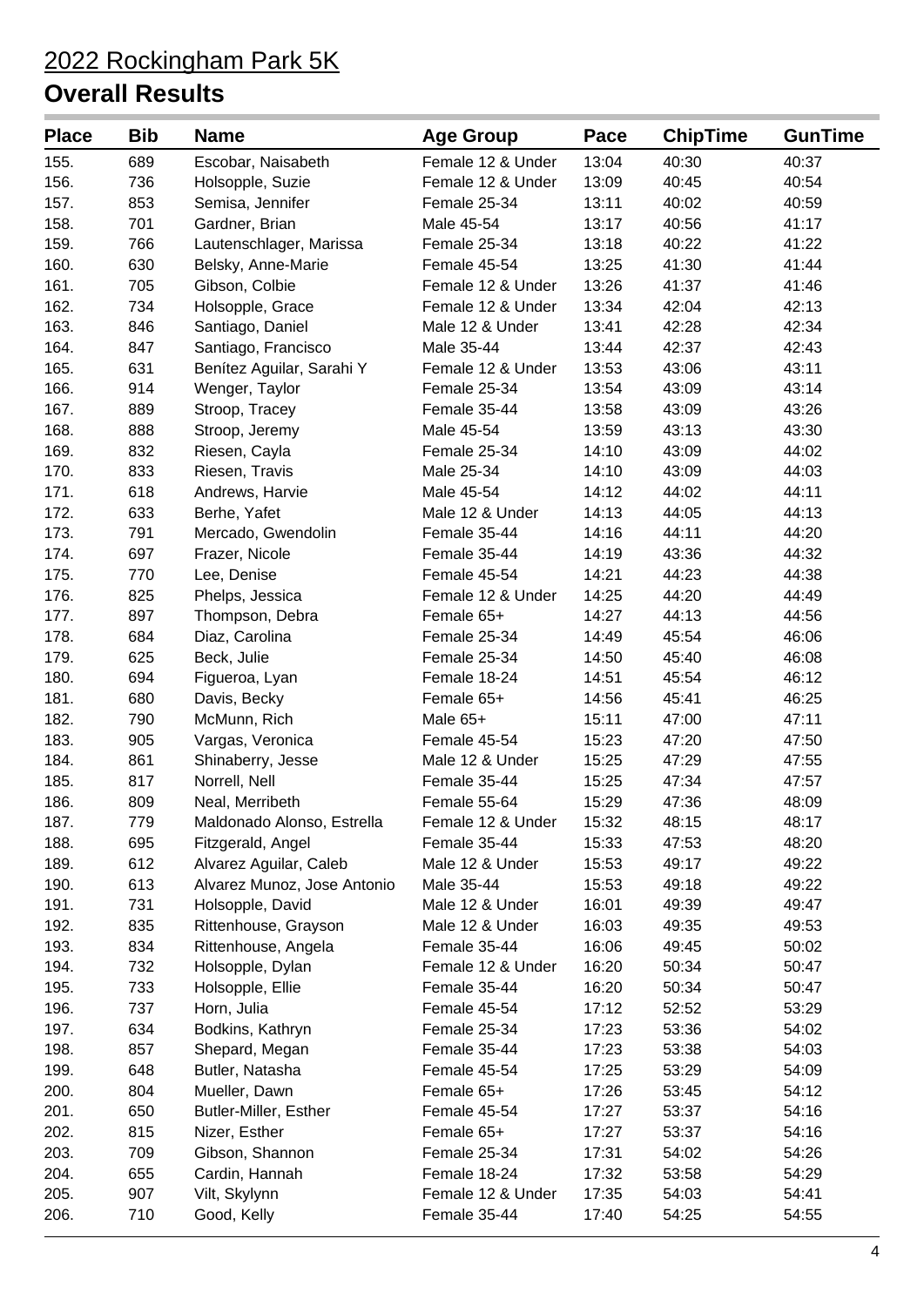# 2022 Rockingham Park 5K

## Overall Results

| Place | Bib | Name | Age Group | Pace | ChipTime | GunTime |
|---|---|---|---|---|---|---|
| 155. | 689 | Escobar, Naisabeth | Female 12 & Under | 13:04 | 40:30 | 40:37 |
| 156. | 736 | Holsopple, Suzie | Female 12 & Under | 13:09 | 40:45 | 40:54 |
| 157. | 853 | Semisa, Jennifer | Female 25-34 | 13:11 | 40:02 | 40:59 |
| 158. | 701 | Gardner, Brian | Male 45-54 | 13:17 | 40:56 | 41:17 |
| 159. | 766 | Lautenschlager, Marissa | Female 25-34 | 13:18 | 40:22 | 41:22 |
| 160. | 630 | Belsky, Anne-Marie | Female 45-54 | 13:25 | 41:30 | 41:44 |
| 161. | 705 | Gibson, Colbie | Female 12 & Under | 13:26 | 41:37 | 41:46 |
| 162. | 734 | Holsopple, Grace | Female 12 & Under | 13:34 | 42:04 | 42:13 |
| 163. | 846 | Santiago, Daniel | Male 12 & Under | 13:41 | 42:28 | 42:34 |
| 164. | 847 | Santiago, Francisco | Male 35-44 | 13:44 | 42:37 | 42:43 |
| 165. | 631 | Benítez Aguilar, Sarahi Y | Female 12 & Under | 13:53 | 43:06 | 43:11 |
| 166. | 914 | Wenger, Taylor | Female 25-34 | 13:54 | 43:09 | 43:14 |
| 167. | 889 | Stroop, Tracey | Female 35-44 | 13:58 | 43:09 | 43:26 |
| 168. | 888 | Stroop, Jeremy | Male 45-54 | 13:59 | 43:13 | 43:30 |
| 169. | 832 | Riesen, Cayla | Female 25-34 | 14:10 | 43:09 | 44:02 |
| 170. | 833 | Riesen, Travis | Male 25-34 | 14:10 | 43:09 | 44:03 |
| 171. | 618 | Andrews, Harvie | Male 45-54 | 14:12 | 44:02 | 44:11 |
| 172. | 633 | Berhe, Yafet | Male 12 & Under | 14:13 | 44:05 | 44:13 |
| 173. | 791 | Mercado, Gwendolin | Female 35-44 | 14:16 | 44:11 | 44:20 |
| 174. | 697 | Frazer, Nicole | Female 35-44 | 14:19 | 43:36 | 44:32 |
| 175. | 770 | Lee, Denise | Female 45-54 | 14:21 | 44:23 | 44:38 |
| 176. | 825 | Phelps, Jessica | Female 12 & Under | 14:25 | 44:20 | 44:49 |
| 177. | 897 | Thompson, Debra | Female 65+ | 14:27 | 44:13 | 44:56 |
| 178. | 684 | Diaz, Carolina | Female 25-34 | 14:49 | 45:54 | 46:06 |
| 179. | 625 | Beck, Julie | Female 25-34 | 14:50 | 45:40 | 46:08 |
| 180. | 694 | Figueroa, Lyan | Female 18-24 | 14:51 | 45:54 | 46:12 |
| 181. | 680 | Davis, Becky | Female 65+ | 14:56 | 45:41 | 46:25 |
| 182. | 790 | McMunn, Rich | Male 65+ | 15:11 | 47:00 | 47:11 |
| 183. | 905 | Vargas, Veronica | Female 45-54 | 15:23 | 47:20 | 47:50 |
| 184. | 861 | Shinaberry, Jesse | Male 12 & Under | 15:25 | 47:29 | 47:55 |
| 185. | 817 | Norrell, Nell | Female 35-44 | 15:25 | 47:34 | 47:57 |
| 186. | 809 | Neal, Merribeth | Female 55-64 | 15:29 | 47:36 | 48:09 |
| 187. | 779 | Maldonado Alonso, Estrella | Female 12 & Under | 15:32 | 48:15 | 48:17 |
| 188. | 695 | Fitzgerald, Angel | Female 35-44 | 15:33 | 47:53 | 48:20 |
| 189. | 612 | Alvarez Aguilar, Caleb | Male 12 & Under | 15:53 | 49:17 | 49:22 |
| 190. | 613 | Alvarez Munoz, Jose Antonio | Male 35-44 | 15:53 | 49:18 | 49:22 |
| 191. | 731 | Holsopple, David | Male 12 & Under | 16:01 | 49:39 | 49:47 |
| 192. | 835 | Rittenhouse, Grayson | Male 12 & Under | 16:03 | 49:35 | 49:53 |
| 193. | 834 | Rittenhouse, Angela | Female 35-44 | 16:06 | 49:45 | 50:02 |
| 194. | 732 | Holsopple, Dylan | Female 12 & Under | 16:20 | 50:34 | 50:47 |
| 195. | 733 | Holsopple, Ellie | Female 35-44 | 16:20 | 50:34 | 50:47 |
| 196. | 737 | Horn, Julia | Female 45-54 | 17:12 | 52:52 | 53:29 |
| 197. | 634 | Bodkins, Kathryn | Female 25-34 | 17:23 | 53:36 | 54:02 |
| 198. | 857 | Shepard, Megan | Female 35-44 | 17:23 | 53:38 | 54:03 |
| 199. | 648 | Butler, Natasha | Female 45-54 | 17:25 | 53:29 | 54:09 |
| 200. | 804 | Mueller, Dawn | Female 65+ | 17:26 | 53:45 | 54:12 |
| 201. | 650 | Butler-Miller, Esther | Female 45-54 | 17:27 | 53:37 | 54:16 |
| 202. | 815 | Nizer, Esther | Female 65+ | 17:27 | 53:37 | 54:16 |
| 203. | 709 | Gibson, Shannon | Female 25-34 | 17:31 | 54:02 | 54:26 |
| 204. | 655 | Cardin, Hannah | Female 18-24 | 17:32 | 53:58 | 54:29 |
| 205. | 907 | Vilt, Skylynn | Female 12 & Under | 17:35 | 54:03 | 54:41 |
| 206. | 710 | Good, Kelly | Female 35-44 | 17:40 | 54:25 | 54:55 |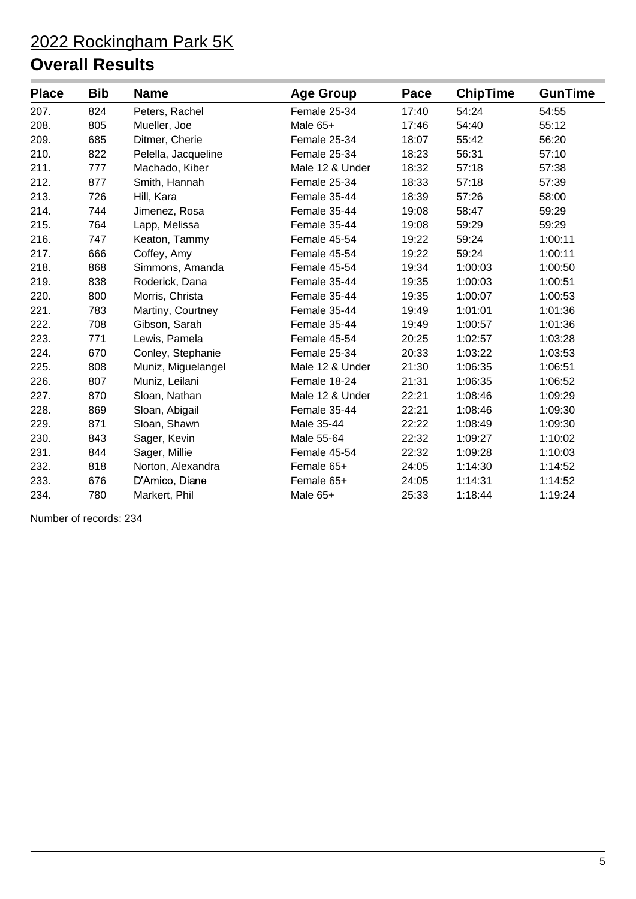# 2022 Rockingham Park 5K

## Overall Results

| Place | Bib | Name | Age Group | Pace | ChipTime | GunTime |
|---|---|---|---|---|---|---|
| 207. | 824 | Peters, Rachel | Female 25-34 | 17:40 | 54:24 | 54:55 |
| 208. | 805 | Mueller, Joe | Male 65+ | 17:46 | 54:40 | 55:12 |
| 209. | 685 | Ditmer, Cherie | Female 25-34 | 18:07 | 55:42 | 56:20 |
| 210. | 822 | Pelella, Jacqueline | Female 25-34 | 18:23 | 56:31 | 57:10 |
| 211. | 777 | Machado, Kiber | Male 12 & Under | 18:32 | 57:18 | 57:38 |
| 212. | 877 | Smith, Hannah | Female 25-34 | 18:33 | 57:18 | 57:39 |
| 213. | 726 | Hill, Kara | Female 35-44 | 18:39 | 57:26 | 58:00 |
| 214. | 744 | Jimenez, Rosa | Female 35-44 | 19:08 | 58:47 | 59:29 |
| 215. | 764 | Lapp, Melissa | Female 35-44 | 19:08 | 59:29 | 59:29 |
| 216. | 747 | Keaton, Tammy | Female 45-54 | 19:22 | 59:24 | 1:00:11 |
| 217. | 666 | Coffey, Amy | Female 45-54 | 19:22 | 59:24 | 1:00:11 |
| 218. | 868 | Simmons, Amanda | Female 45-54 | 19:34 | 1:00:03 | 1:00:50 |
| 219. | 838 | Roderick, Dana | Female 35-44 | 19:35 | 1:00:03 | 1:00:51 |
| 220. | 800 | Morris, Christa | Female 35-44 | 19:35 | 1:00:07 | 1:00:53 |
| 221. | 783 | Martiny, Courtney | Female 35-44 | 19:49 | 1:01:01 | 1:01:36 |
| 222. | 708 | Gibson, Sarah | Female 35-44 | 19:49 | 1:00:57 | 1:01:36 |
| 223. | 771 | Lewis, Pamela | Female 45-54 | 20:25 | 1:02:57 | 1:03:28 |
| 224. | 670 | Conley, Stephanie | Female 25-34 | 20:33 | 1:03:22 | 1:03:53 |
| 225. | 808 | Muniz, Miguelangel | Male 12 & Under | 21:30 | 1:06:35 | 1:06:51 |
| 226. | 807 | Muniz, Leilani | Female 18-24 | 21:31 | 1:06:35 | 1:06:52 |
| 227. | 870 | Sloan, Nathan | Male 12 & Under | 22:21 | 1:08:46 | 1:09:29 |
| 228. | 869 | Sloan, Abigail | Female 35-44 | 22:21 | 1:08:46 | 1:09:30 |
| 229. | 871 | Sloan, Shawn | Male 35-44 | 22:22 | 1:08:49 | 1:09:30 |
| 230. | 843 | Sager, Kevin | Male 55-64 | 22:32 | 1:09:27 | 1:10:02 |
| 231. | 844 | Sager, Millie | Female 45-54 | 22:32 | 1:09:28 | 1:10:03 |
| 232. | 818 | Norton, Alexandra | Female 65+ | 24:05 | 1:14:30 | 1:14:52 |
| 233. | 676 | D'Amico, Diane | Female 65+ | 24:05 | 1:14:31 | 1:14:52 |
| 234. | 780 | Markert, Phil | Male 65+ | 25:33 | 1:18:44 | 1:19:24 |

Number of records: 234